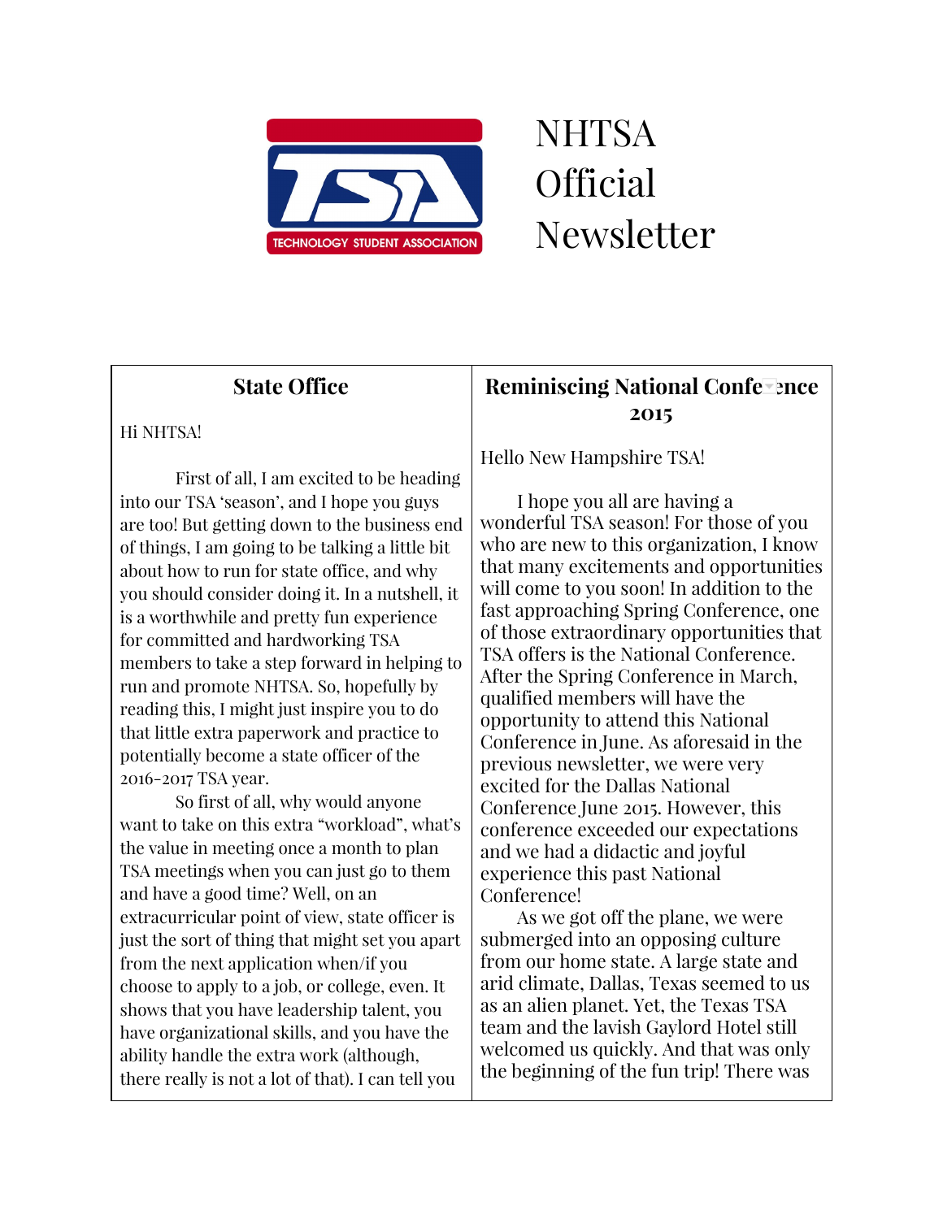# NHTSA Official Newsletter

## State Office

Hi NHTSA!

First of all, I am excited to be heading into our TSA 'season', and I hope you guys are too! But getting down to the business end of things, I am going to be talking a little bit about how to run for state office, and why you should consider doing it. In a nutshell, it is a worthwhile and pretty fun experience for committed and hardworking TSA members to take a step forward in helping to run and promote NHTSA. So, hopefully by reading this, I might just inspire you to do that little extra paperwork and practice to potentially become a state officer of the 2016-2017 TSA year.

So first of all, why would anyone want to take on this extra "workload", what's the value in meeting once a month to plan TSA meetings when you can just go to them and have a good time? Well, on an extracurricular point of view, state officer is just the sort of thing that might set you apart from the next application when/if you choose to apply to a job, or college, even. It shows that you have leadership talent, you have organizational skills, and you have the ability handle the extra work (although, there really is not a lot of that). I can tell you

## Reminiscing National Conference 2015

Hello New Hampshire TSA!

I hope you all are having a wonderful TSA season! For those of you who are new to this organization, I know that many excitements and opportunities will come to you soon! In addition to the fast approaching Spring Conference, one of those extraordinary opportunities that TSA offers is the National Conference. After the Spring Conference in March, qualified members will have the opportunity to attend this National Conference in June. As aforesaid in the previous newsletter, we were very excited for the Dallas National Conference June 2015. However, this conference exceeded our expectations and we had a didactic and joyful experience this past National Conference!

As we got off the plane, we were submerged into an opposing culture from our home state. A large state and arid climate, Dallas, Texas seemed to us as an alien planet. Yet, the Texas TSA team and the lavish Gaylord Hotel still welcomed us quickly. And that was only the beginning of the fun trip! There was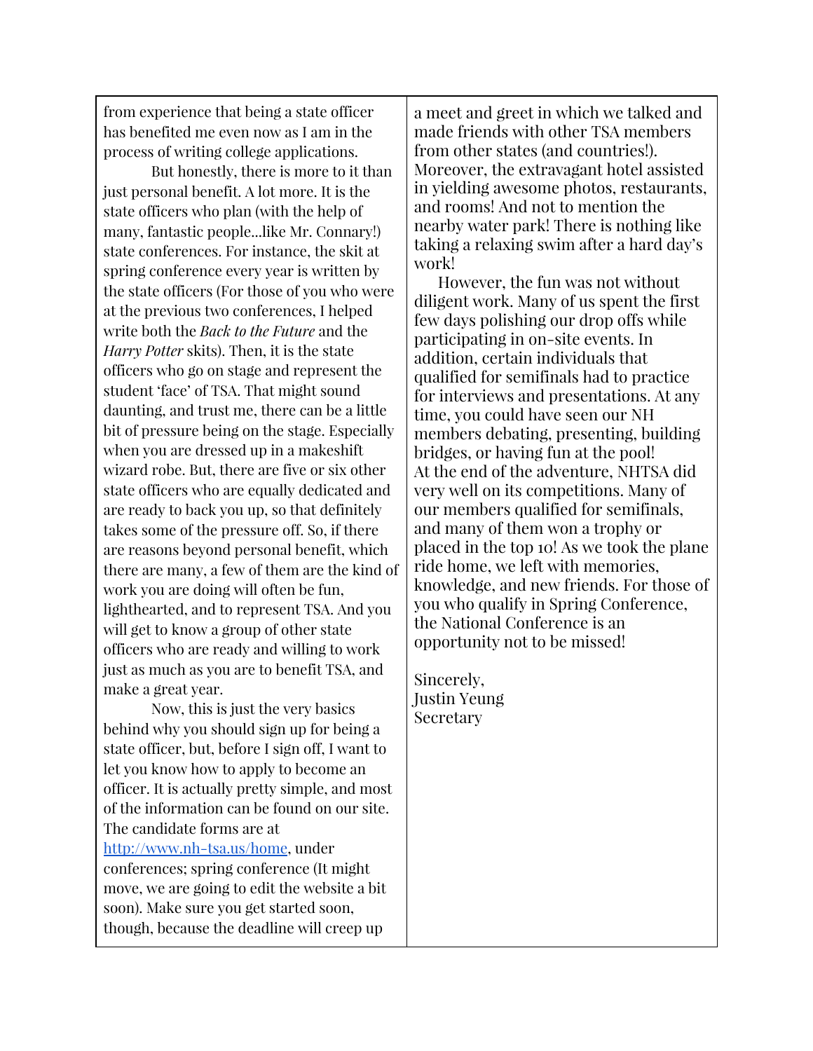from experience that being a state officer has benefited me even now as I am in the process of writing college applications.

But honestly, there is more to it than just personal benefit. A lot more. It is the state officers who plan (with the help of many, fantastic people...like Mr. Connary!) state conferences. For instance, the skit at spring conference every year is written by the state officers (For those of you who were at the previous two conferences, I helped write both the *Back to the Future* and the *Harry Potter* skits). Then, it is the state officers who go on stage and represent the student 'face' of TSA. That might sound daunting, and trust me, there can be a little bit of pressure being on the stage. Especially when you are dressed up in a makeshift wizard robe. But, there are five or six other state officers who are equally dedicated and are ready to back you up, so that definitely takes some of the pressure off. So, if there are reasons beyond personal benefit, which there are many, a few of them are the kind of work you are doing will often be fun, lighthearted, and to represent TSA. And you will get to know a group of other state officers who are ready and willing to work just as much as you are to benefit TSA, and make a great year.

Now, this is just the very basics behind why you should sign up for being a state officer, but, before I sign off, I want to let you know how to apply to become an officer. It is actually pretty simple, and most of the information can be found on our site. The candidate forms are at [http://www.nh-tsa.us/home](http://www.nh-tsa.us/home), under conferences; spring conference (It might move, we are going to edit the website a bit soon). Make sure you get started soon, though, because the deadline will creep up

a meet and greet in which we talked and made friends with other TSA members from other states (and countries!). Moreover, the extravagant hotel assisted in yielding awesome photos, restaurants, and rooms! And not to mention the nearby water park! There is nothing like taking a relaxing swim after a hard day's work!

However, the fun was not without diligent work. Many of us spent the first few days polishing our drop offs while participating in on-site events. In addition, certain individuals that qualified for semifinals had to practice for interviews and presentations. At any time, you could have seen our NH members debating, presenting, building bridges, or having fun at the pool!

At the end of the adventure, NHTSA did very well on its competitions. Many of our members qualified for semifinals, and many of them won a trophy or placed in the top 10! As we took the plane ride home, we left with memories, knowledge, and new friends. For those of you who qualify in Spring Conference, the National Conference is an opportunity not to be missed!

Sincerely,
Justin Yeung
Secretary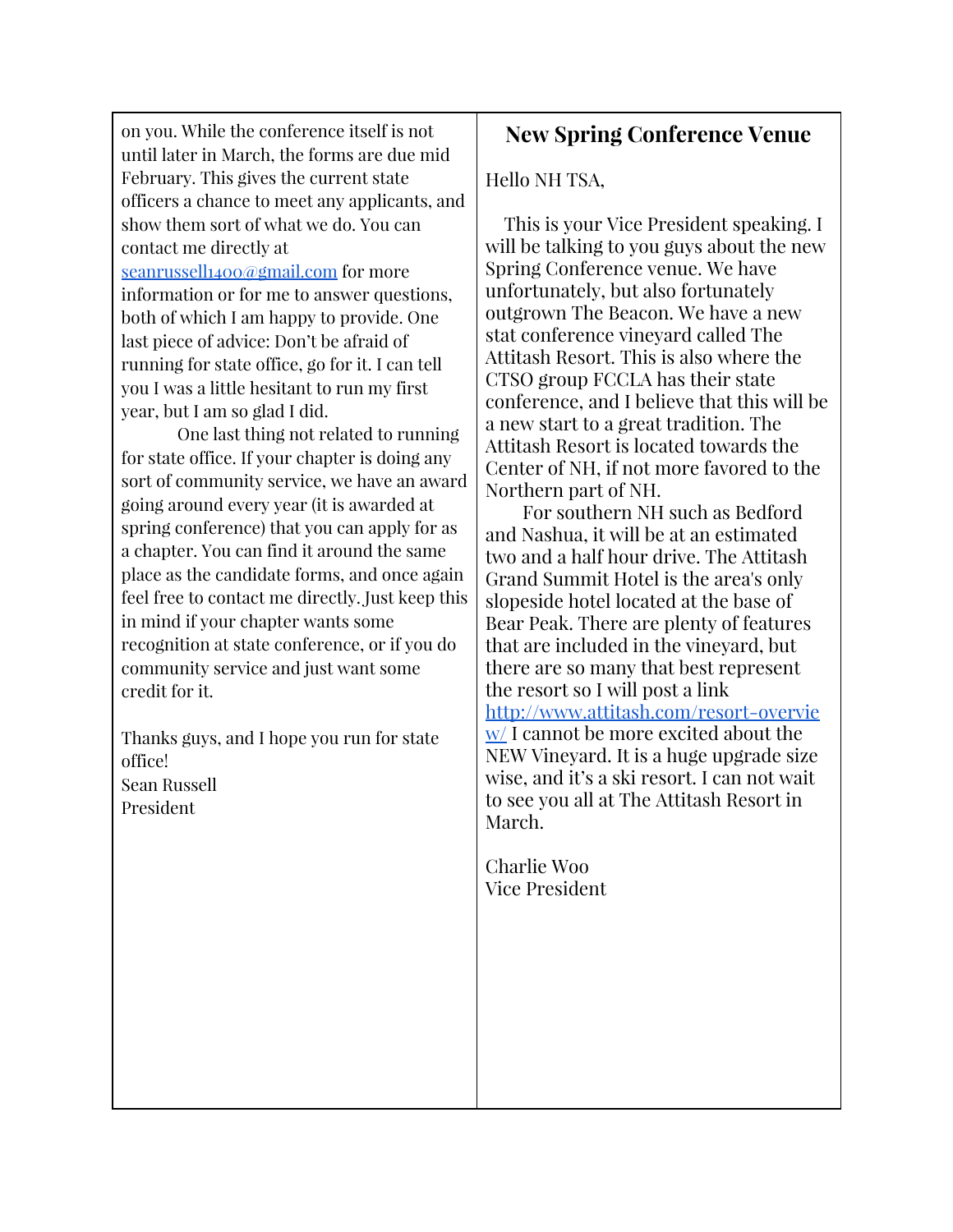on you. While the conference itself is not until later in March, the forms are due mid February. This gives the current state officers a chance to meet any applicants, and show them sort of what we do. You can contact me directly at seanrussell1400@gmail.com for more information or for me to answer questions, both of which I am happy to provide. One last piece of advice: Don't be afraid of running for state office, go for it. I can tell you I was a little hesitant to run my first year, but I am so glad I did.

One last thing not related to running for state office. If your chapter is doing any sort of community service, we have an award going around every year (it is awarded at spring conference) that you can apply for as a chapter. You can find it around the same place as the candidate forms, and once again feel free to contact me directly. Just keep this in mind if your chapter wants some recognition at state conference, or if you do community service and just want some credit for it.

Thanks guys, and I hope you run for state office!
Sean Russell
President

## New Spring Conference Venue

Hello NH TSA,

This is your Vice President speaking. I will be talking to you guys about the new Spring Conference venue. We have unfortunately, but also fortunately outgrown The Beacon. We have a new stat conference vineyard called The Attitash Resort. This is also where the CTSO group FCCLA has their state conference, and I believe that this will be a new start to a great tradition. The Attitash Resort is located towards the Center of NH, if not more favored to the Northern part of NH.

For southern NH such as Bedford and Nashua, it will be at an estimated two and a half hour drive. The Attitash Grand Summit Hotel is the area's only slopeside hotel located at the base of Bear Peak. There are plenty of features that are included in the vineyard, but there are so many that best represent the resort so I will post a link http://www.attitash.com/resort-overview/ I cannot be more excited about the NEW Vineyard. It is a huge upgrade size wise, and it's a ski resort. I can not wait to see you all at The Attitash Resort in March.

Charlie Woo
Vice President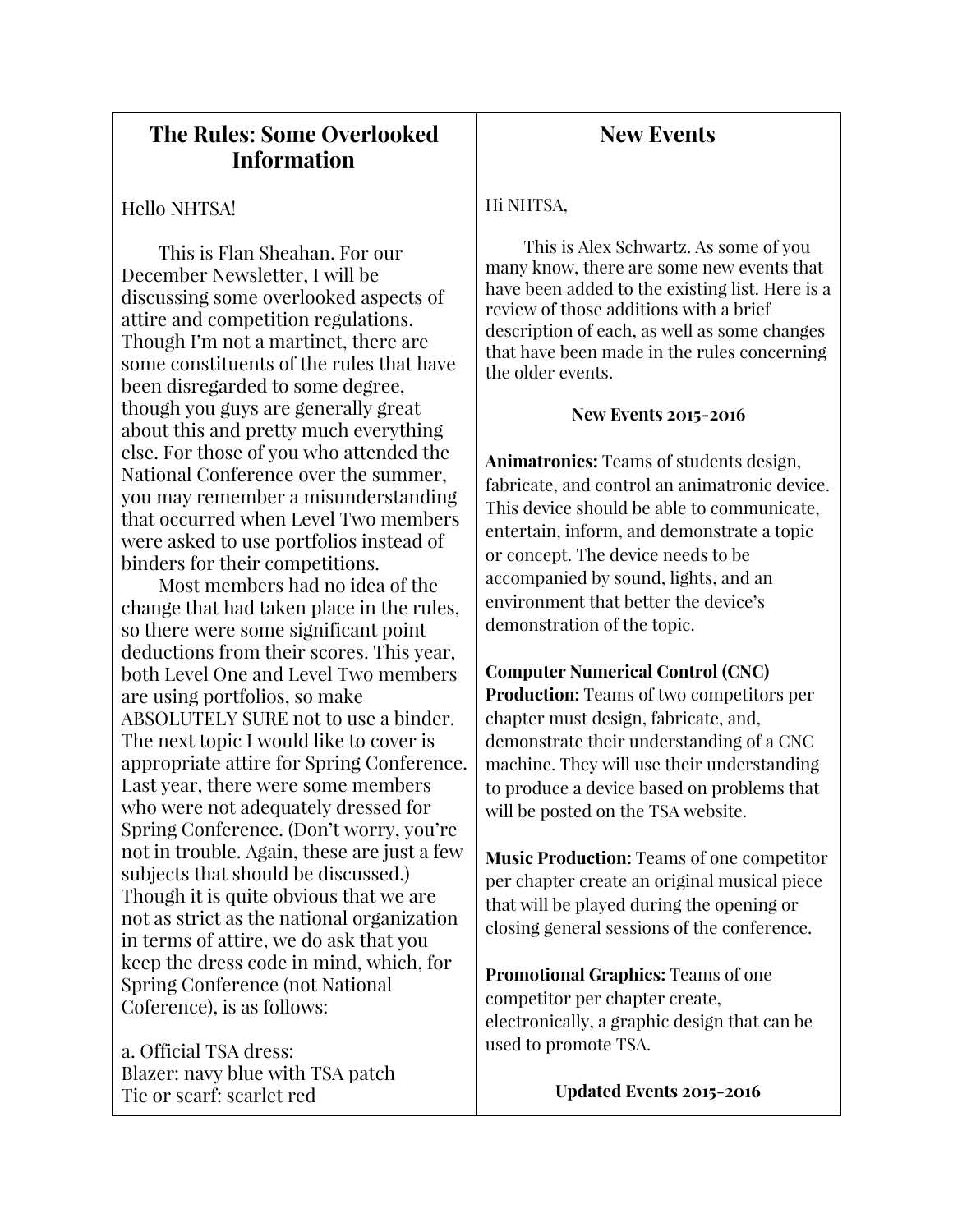## The Rules: Some Overlooked Information

Hello NHTSA!

This is Flan Sheahan. For our December Newsletter, I will be discussing some overlooked aspects of attire and competition regulations. Though I'm not a martinet, there are some constituents of the rules that have been disregarded to some degree, though you guys are generally great about this and pretty much everything else. For those of you who attended the National Conference over the summer, you may remember a misunderstanding that occurred when Level Two members were asked to use portfolios instead of binders for their competitions.

Most members had no idea of the change that had taken place in the rules, so there were some significant point deductions from their scores. This year, both Level One and Level Two members are using portfolios, so make ABSOLUTELY SURE not to use a binder. The next topic I would like to cover is appropriate attire for Spring Conference. Last year, there were some members who were not adequately dressed for Spring Conference. (Don't worry, you're not in trouble. Again, these are just a few subjects that should be discussed.) Though it is quite obvious that we are not as strict as the national organization in terms of attire, we do ask that you keep the dress code in mind, which, for Spring Conference (not National Coference), is as follows:

a. Official TSA dress:
Blazer: navy blue with TSA patch
Tie or scarf: scarlet red

## New Events

Hi NHTSA,

This is Alex Schwartz. As some of you many know, there are some new events that have been added to the existing list. Here is a review of those additions with a brief description of each, as well as some changes that have been made in the rules concerning the older events.

**New Events 2015-2016**

**Animatronics:** Teams of students design, fabricate, and control an animatronic device. This device should be able to communicate, entertain, inform, and demonstrate a topic or concept. The device needs to be accompanied by sound, lights, and an environment that better the device's demonstration of the topic.

**Computer Numerical Control (CNC) Production:** Teams of two competitors per chapter must design, fabricate, and, demonstrate their understanding of a CNC machine. They will use their understanding to produce a device based on problems that will be posted on the TSA website.

**Music Production:** Teams of one competitor per chapter create an original musical piece that will be played during the opening or closing general sessions of the conference.

**Promotional Graphics:** Teams of one competitor per chapter create, electronically, a graphic design that can be used to promote TSA.

**Updated Events 2015-2016**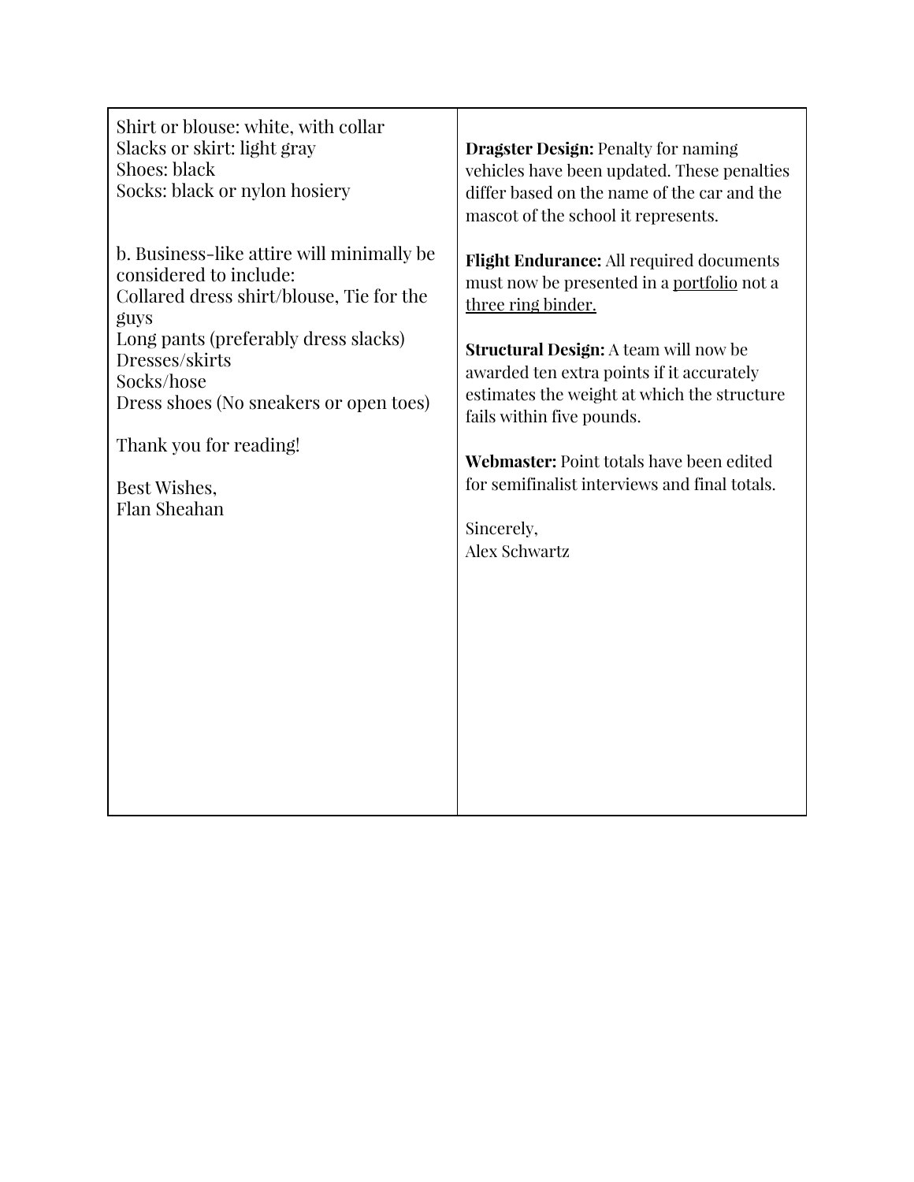| | |
|---|---|
| Shirt or blouse: white, with collar<br>Slacks or skirt: light gray<br>Shoes: black<br>Socks: black or nylon hosiery<br><br>b. Business-like attire will minimally be considered to include:<br>Collared dress shirt/blouse, Tie for the guys<br>Long pants (preferably dress slacks)<br>Dresses/skirts<br>Socks/hose<br>Dress shoes (No sneakers or open toes)<br><br>Thank you for reading!<br><br>Best Wishes,<br>Flan Sheahan | **Dragster Design:** Penalty for naming vehicles have been updated. These penalties differ based on the name of the car and the mascot of the school it represents.<br><br>**Flight Endurance:** All required documents must now be presented in a <u>portfolio</u> not a <u>three ring binder.</u><br><br>**Structural Design:** A team will now be awarded ten extra points if it accurately estimates the weight at which the structure fails within five pounds.<br><br>**Webmaster:** Point totals have been edited for semifinalist interviews and final totals.<br><br>Sincerely,<br>Alex Schwartz |